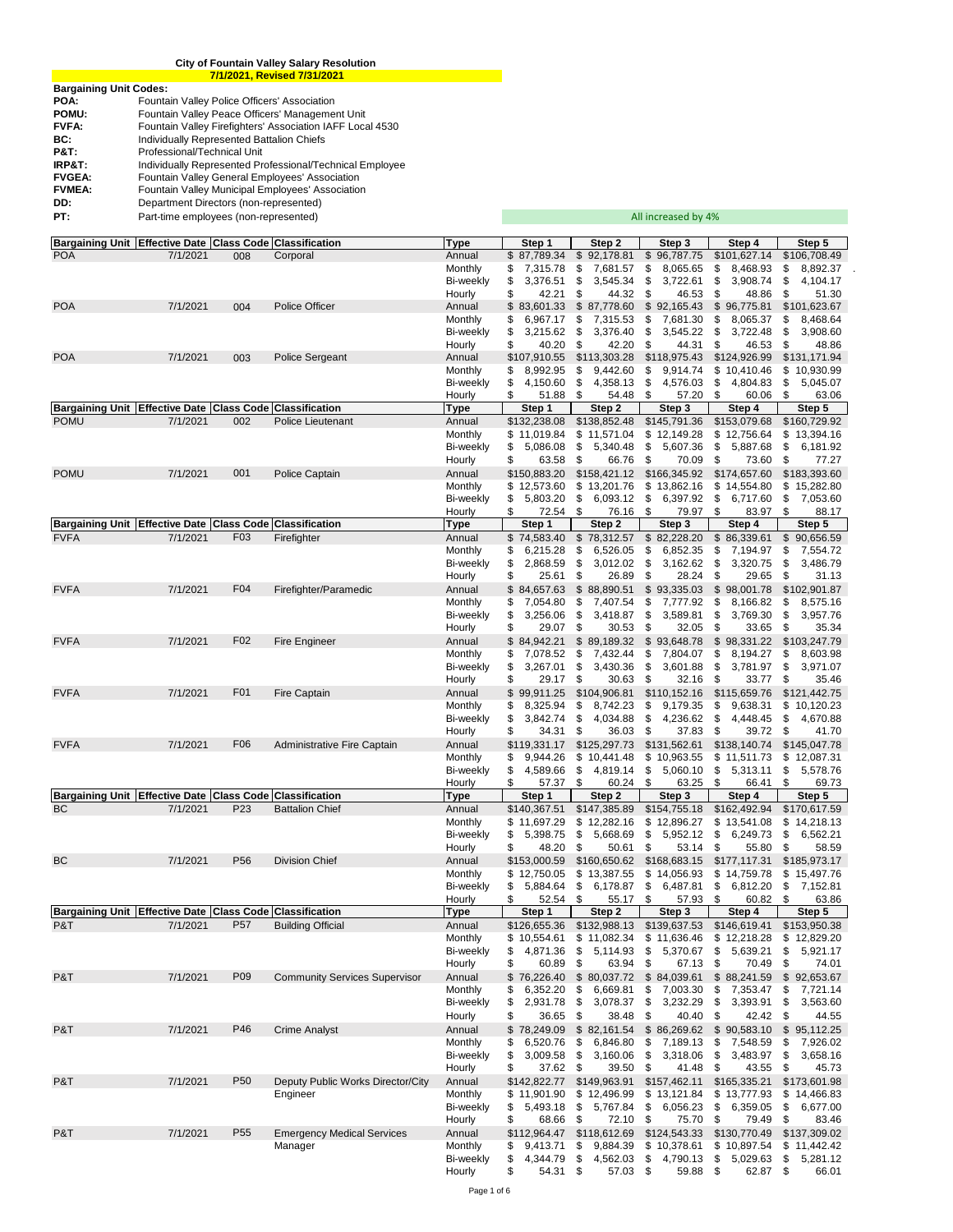**City of Fountain Valley Salary Resolution**

**7/1/2021, Revised 7/31/2021**

**Bargaining Unit Codes:**

| Code | Description |
|---|---|
| **POA:** | Fountain Valley Police Officers' Association |
| **POMU:** | Fountain Valley Peace Officers' Management Unit |
| **FVFA:** | Fountain Valley Firefighters' Association IAFF Local 4530 |
| **BC:** | Individually Represented Battalion Chiefs |
| **P&T:** | Professional/Technical Unit |
| **IRP&T:** | Individually Represented Professional/Technical Employee |
| **FVGEA:** | Fountain Valley General Employees' Association |
| **FVMEA:** | Fountain Valley Municipal Employees' Association |
| **DD:** | Department Directors (non-represented) |
| **PT:** | Part-time employees (non-represented) |

All increased by 4%

| Bargaining Unit | Effective Date | Class Code | Classification | Type | Step 1 | Step 2 | Step 3 | Step 4 | Step 5 |
|---|---|---|---|---|---|---|---|---|---|
| POA | 7/1/2021 | 008 | Corporal | Annual | $ 87,789.34 | $ 92,178.81 | $ 96,787.75 | $101,627.14 | $106,708.49 |
| | | | | Monthly | $ 7,315.78 | $ 7,681.57 | $ 8,065.65 | $ 8,468.93 | $ 8,892.37 |
| | | | | Bi-weekly | $ 3,376.51 | $ 3,545.34 | $ 3,722.61 | $ 3,908.74 | $ 4,104.17 |
| | | | | Hourly | $ 42.21 | $ 44.32 | $ 46.53 | $ 48.86 | $ 51.30 |
| POA | 7/1/2021 | 004 | Police Officer | Annual | $ 83,601.33 | $ 87,778.60 | $ 92,165.43 | $ 96,775.81 | $101,623.67 |
| | | | | Monthly | $ 6,967.17 | $ 7,315.53 | $ 7,681.30 | $ 8,065.37 | $ 8,468.64 |
| | | | | Bi-weekly | $ 3,215.62 | $ 3,376.40 | $ 3,545.22 | $ 3,722.48 | $ 3,908.60 |
| | | | | Hourly | $ 40.20 | $ 42.20 | $ 44.31 | $ 46.53 | $ 48.86 |
| POA | 7/1/2021 | 003 | Police Sergeant | Annual | $107,910.55 | $113,303.28 | $118,975.43 | $124,926.99 | $131,171.94 |
| | | | | Monthly | $ 8,992.95 | $ 9,442.60 | $ 9,914.74 | $ 10,410.46 | $ 10,930.99 |
| | | | | Bi-weekly | $ 4,150.60 | $ 4,358.13 | $ 4,576.03 | $ 4,804.83 | $ 5,045.07 |
| | | | | Hourly | $ 51.88 | $ 54.48 | $ 57.20 | $ 60.06 | $ 63.06 |
| **Bargaining Unit** | **Effective Date** | **Class Code** | **Classification** | **Type** | **Step 1** | **Step 2** | **Step 3** | **Step 4** | **Step 5** |
| POMU | 7/1/2021 | 002 | Police Lieutenant | Annual | $132,238.08 | $138,852.48 | $145,791.36 | $153,079.68 | $160,729.92 |
| | | | | Monthly | $ 11,019.84 | $ 11,571.04 | $ 12,149.28 | $ 12,756.64 | $ 13,394.16 |
| | | | | Bi-weekly | $ 5,086.08 | $ 5,340.48 | $ 5,607.36 | $ 5,887.68 | $ 6,181.92 |
| | | | | Hourly | $ 63.58 | $ 66.76 | $ 70.09 | $ 73.60 | $ 77.27 |
| POMU | 7/1/2021 | 001 | Police Captain | Annual | $150,883.20 | $158,421.12 | $166,345.92 | $174,657.60 | $183,393.60 |
| | | | | Monthly | $ 12,573.60 | $ 13,201.76 | $ 13,862.16 | $ 14,554.80 | $ 15,282.80 |
| | | | | Bi-weekly | $ 5,803.20 | $ 6,093.12 | $ 6,397.92 | $ 6,717.60 | $ 7,053.60 |
| | | | | Hourly | $ 72.54 | $ 76.16 | $ 79.97 | $ 83.97 | $ 88.17 |
| **Bargaining Unit** | **Effective Date** | **Class Code** | **Classification** | **Type** | **Step 1** | **Step 2** | **Step 3** | **Step 4** | **Step 5** |
| FVFA | 7/1/2021 | F03 | Firefighter | Annual | $ 74,583.40 | $ 78,312.57 | $ 82,228.20 | $ 86,339.61 | $ 90,656.59 |
| | | | | Monthly | $ 6,215.28 | $ 6,526.05 | $ 6,852.35 | $ 7,194.97 | $ 7,554.72 |
| | | | | Bi-weekly | $ 2,868.59 | $ 3,012.02 | $ 3,162.62 | $ 3,320.75 | $ 3,486.79 |
| | | | | Hourly | $ 25.61 | $ 26.89 | $ 28.24 | $ 29.65 | $ 31.13 |
| FVFA | 7/1/2021 | F04 | Firefighter/Paramedic | Annual | $ 84,657.63 | $ 88,890.51 | $ 93,335.03 | $ 98,001.78 | $102,901.87 |
| | | | | Monthly | $ 7,054.80 | $ 7,407.54 | $ 7,777.92 | $ 8,166.82 | $ 8,575.16 |
| | | | | Bi-weekly | $ 3,256.06 | $ 3,418.87 | $ 3,589.81 | $ 3,769.30 | $ 3,957.76 |
| | | | | Hourly | $ 29.07 | $ 30.53 | $ 32.05 | $ 33.65 | $ 35.34 |
| FVFA | 7/1/2021 | F02 | Fire Engineer | Annual | $ 84,942.21 | $ 89,189.32 | $ 93,648.78 | $ 98,331.22 | $103,247.79 |
| | | | | Monthly | $ 7,078.52 | $ 7,432.44 | $ 7,804.07 | $ 8,194.27 | $ 8,603.98 |
| | | | | Bi-weekly | $ 3,267.01 | $ 3,430.36 | $ 3,601.88 | $ 3,781.97 | $ 3,971.07 |
| | | | | Hourly | $ 29.17 | $ 30.63 | $ 32.16 | $ 33.77 | $ 35.46 |
| FVFA | 7/1/2021 | F01 | Fire Captain | Annual | $ 99,911.25 | $104,906.81 | $110,152.16 | $115,659.76 | $121,442.75 |
| | | | | Monthly | $ 8,325.94 | $ 8,742.23 | $ 9,179.35 | $ 9,638.31 | $ 10,120.23 |
| | | | | Bi-weekly | $ 3,842.74 | $ 4,034.88 | $ 4,236.62 | $ 4,448.45 | $ 4,670.88 |
| | | | | Hourly | $ 34.31 | $ 36.03 | $ 37.83 | $ 39.72 | $ 41.70 |
| FVFA | 7/1/2021 | F06 | Administrative Fire Captain | Annual | $119,331.17 | $125,297.73 | $131,562.61 | $138,140.74 | $145,047.78 |
| | | | | Monthly | $ 9,944.26 | $ 10,441.48 | $ 10,963.55 | $ 11,511.73 | $ 12,087.31 |
| | | | | Bi-weekly | $ 4,589.66 | $ 4,819.14 | $ 5,060.10 | $ 5,313.11 | $ 5,578.76 |
| | | | | Hourly | $ 57.37 | $ 60.24 | $ 63.25 | $ 66.41 | $ 69.73 |
| **Bargaining Unit** | **Effective Date** | **Class Code** | **Classification** | **Type** | **Step 1** | **Step 2** | **Step 3** | **Step 4** | **Step 5** |
| BC | 7/1/2021 | P23 | Battalion Chief | Annual | $140,367.51 | $147,385.89 | $154,755.18 | $162,492.94 | $170,617.59 |
| | | | | Monthly | $ 11,697.29 | $ 12,282.16 | $ 12,896.27 | $ 13,541.08 | $ 14,218.13 |
| | | | | Bi-weekly | $ 5,398.75 | $ 5,668.69 | $ 5,952.12 | $ 6,249.73 | $ 6,562.21 |
| | | | | Hourly | $ 48.20 | $ 50.61 | $ 53.14 | $ 55.80 | $ 58.59 |
| BC | 7/1/2021 | P56 | Division Chief | Annual | $153,000.59 | $160,650.62 | $168,683.15 | $177,117.31 | $185,973.17 |
| | | | | Monthly | $ 12,750.05 | $ 13,387.55 | $ 14,056.93 | $ 14,759.78 | $ 15,497.76 |
| | | | | Bi-weekly | $ 5,884.64 | $ 6,178.87 | $ 6,487.81 | $ 6,812.20 | $ 7,152.81 |
| | | | | Hourly | $ 52.54 | $ 55.17 | $ 57.93 | $ 60.82 | $ 63.86 |
| **Bargaining Unit** | **Effective Date** | **Class Code** | **Classification** | **Type** | **Step 1** | **Step 2** | **Step 3** | **Step 4** | **Step 5** |
| P&T | 7/1/2021 | P57 | Building Official | Annual | $126,655.36 | $132,988.13 | $139,637.53 | $146,619.41 | $153,950.38 |
| | | | | Monthly | $ 10,554.61 | $ 11,082.34 | $ 11,636.46 | $ 12,218.28 | $ 12,829.20 |
| | | | | Bi-weekly | $ 4,871.36 | $ 5,114.93 | $ 5,370.67 | $ 5,639.21 | $ 5,921.17 |
| | | | | Hourly | $ 60.89 | $ 63.94 | $ 67.13 | $ 70.49 | $ 74.01 |
| P&T | 7/1/2021 | P09 | Community Services Supervisor | Annual | $ 76,226.40 | $ 80,037.72 | $ 84,039.61 | $ 88,241.59 | $ 92,653.67 |
| | | | | Monthly | $ 6,352.20 | $ 6,669.81 | $ 7,003.30 | $ 7,353.47 | $ 7,721.14 |
| | | | | Bi-weekly | $ 2,931.78 | $ 3,078.37 | $ 3,232.29 | $ 3,393.91 | $ 3,563.60 |
| | | | | Hourly | $ 36.65 | $ 38.48 | $ 40.40 | $ 42.42 | $ 44.55 |
| P&T | 7/1/2021 | P46 | Crime Analyst | Annual | $ 78,249.09 | $ 82,161.54 | $ 86,269.62 | $ 90,583.10 | $ 95,112.25 |
| | | | | Monthly | $ 6,520.76 | $ 6,846.80 | $ 7,189.13 | $ 7,548.59 | $ 7,926.02 |
| | | | | Bi-weekly | $ 3,009.58 | $ 3,160.06 | $ 3,318.06 | $ 3,483.97 | $ 3,658.16 |
| | | | | Hourly | $ 37.62 | $ 39.50 | $ 41.48 | $ 43.55 | $ 45.73 |
| P&T | 7/1/2021 | P50 | Deputy Public Works Director/City Engineer | Annual | $142,822.77 | $149,963.91 | $157,462.11 | $165,335.21 | $173,601.98 |
| | | | | Monthly | $ 11,901.90 | $ 12,496.99 | $ 13,121.84 | $ 13,777.93 | $ 14,466.83 |
| | | | | Bi-weekly | $ 5,493.18 | $ 5,767.84 | $ 6,056.23 | $ 6,359.05 | $ 6,677.00 |
| | | | | Hourly | $ 68.66 | $ 72.10 | $ 75.70 | $ 79.49 | $ 83.46 |
| P&T | 7/1/2021 | P55 | Emergency Medical Services Manager | Annual | $112,964.47 | $118,612.69 | $124,543.33 | $130,770.49 | $137,309.02 |
| | | | | Monthly | $ 9,413.71 | $ 9,884.39 | $ 10,378.61 | $ 10,897.54 | $ 11,442.42 |
| | | | | Bi-weekly | $ 4,344.79 | $ 4,562.03 | $ 4,790.13 | $ 5,029.63 | $ 5,281.12 |
| | | | | Hourly | $ 54.31 | $ 57.03 | $ 59.88 | $ 62.87 | $ 66.01 |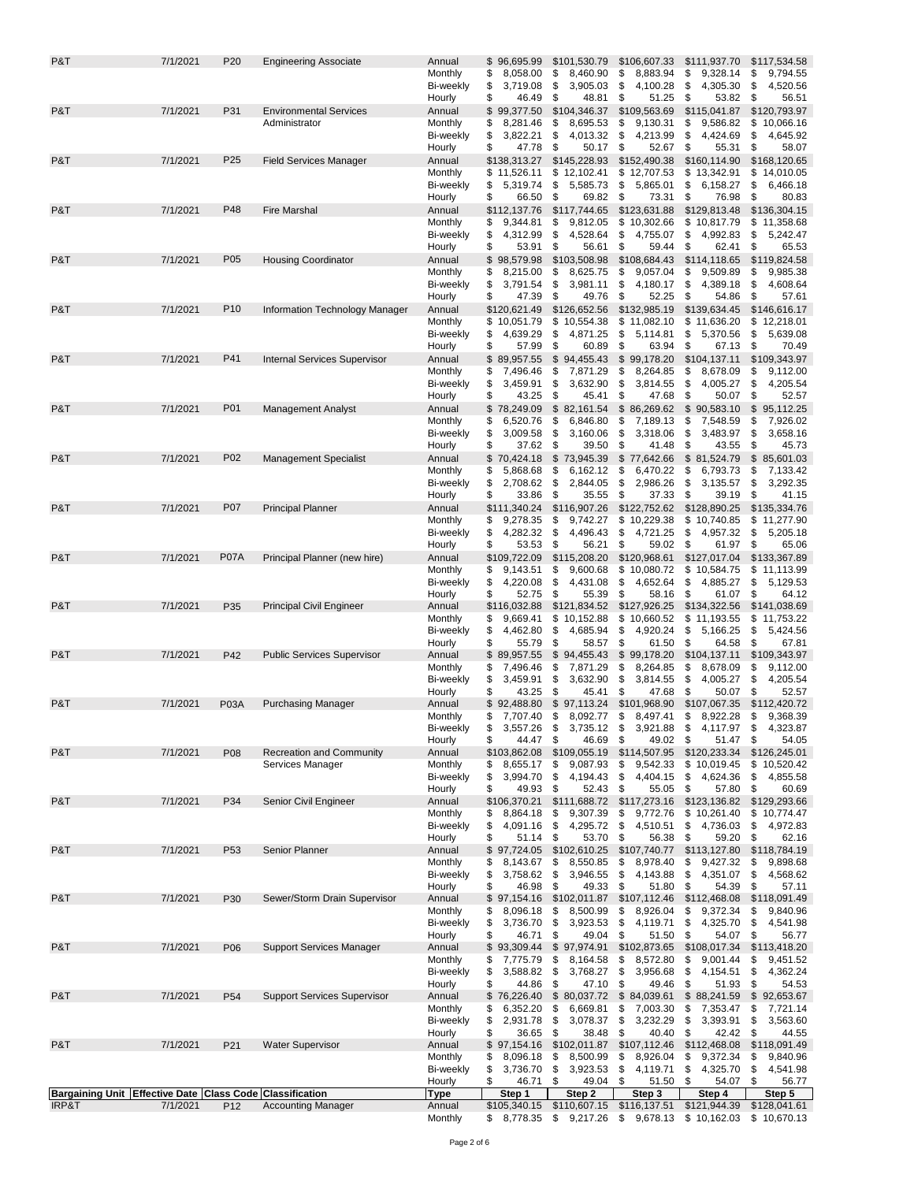| Bargaining Unit | Effective Date | Class Code | Classification | Type | Step 1 | Step 2 | Step 3 | Step 4 | Step 5 |
|---|---|---|---|---|---|---|---|---|---|
| P&T | 7/1/2021 | P20 | Engineering Associate | Annual | $ 96,695.99 | $101,530.79 | $106,607.33 | $111,937.70 | $117,534.58 |
| | | | | Monthly | $ 8,058.00 | $ 8,460.90 | $ 8,883.94 | $ 9,328.14 | $ 9,794.55 |
| | | | | Bi-weekly | $ 3,719.08 | $ 3,905.03 | $ 4,100.28 | $ 4,305.30 | $ 4,520.56 |
| | | | | Hourly | $ 46.49 | $ 48.81 | $ 51.25 | $ 53.82 | $ 56.51 |
| P&T | 7/1/2021 | P31 | Environmental Services Administrator | Annual | $ 99,377.50 | $104,346.37 | $109,563.69 | $115,041.87 | $120,793.97 |
| | | | | Monthly | $ 8,281.46 | $ 8,695.53 | $ 9,130.31 | $ 9,586.82 | $ 10,066.16 |
| | | | | Bi-weekly | $ 3,822.21 | $ 4,013.32 | $ 4,213.99 | $ 4,424.69 | $ 4,645.92 |
| | | | | Hourly | $ 47.78 | $ 50.17 | $ 52.67 | $ 55.31 | $ 58.07 |
| P&T | 7/1/2021 | P25 | Field Services Manager | Annual | $138,313.27 | $145,228.93 | $152,490.38 | $160,114.90 | $168,120.65 |
| | | | | Monthly | $ 11,526.11 | $ 12,102.41 | $ 12,707.53 | $ 13,342.91 | $ 14,010.05 |
| | | | | Bi-weekly | $ 5,319.74 | $ 5,585.73 | $ 5,865.01 | $ 6,158.27 | $ 6,466.18 |
| | | | | Hourly | $ 66.50 | $ 69.82 | $ 73.31 | $ 76.98 | $ 80.83 |
| P&T | 7/1/2021 | P48 | Fire Marshal | Annual | $112,137.76 | $117,744.65 | $123,631.88 | $129,813.48 | $136,304.15 |
| | | | | Monthly | $ 9,344.81 | $ 9,812.05 | $ 10,302.66 | $ 10,817.79 | $ 11,358.68 |
| | | | | Bi-weekly | $ 4,312.99 | $ 4,528.64 | $ 4,755.07 | $ 4,992.83 | $ 5,242.47 |
| | | | | Hourly | $ 53.91 | $ 56.61 | $ 59.44 | $ 62.41 | $ 65.53 |
| P&T | 7/1/2021 | P05 | Housing Coordinator | Annual | $ 98,579.98 | $103,508.98 | $108,684.43 | $114,118.65 | $119,824.58 |
| | | | | Monthly | $ 8,215.00 | $ 8,625.75 | $ 9,057.04 | $ 9,509.89 | $ 9,985.38 |
| | | | | Bi-weekly | $ 3,791.54 | $ 3,981.11 | $ 4,180.17 | $ 4,389.18 | $ 4,608.64 |
| | | | | Hourly | $ 47.39 | $ 49.76 | $ 52.25 | $ 54.86 | $ 57.61 |
| P&T | 7/1/2021 | P10 | Information Technology Manager | Annual | $120,621.49 | $126,652.56 | $132,985.19 | $139,634.45 | $146,616.17 |
| | | | | Monthly | $ 10,051.79 | $ 10,554.38 | $ 11,082.10 | $ 11,636.20 | $ 12,218.01 |
| | | | | Bi-weekly | $ 4,639.29 | $ 4,871.25 | $ 5,114.81 | $ 5,370.56 | $ 5,639.08 |
| | | | | Hourly | $ 57.99 | $ 60.89 | $ 63.94 | $ 67.13 | $ 70.49 |
| P&T | 7/1/2021 | P41 | Internal Services Supervisor | Annual | $ 89,957.55 | $ 94,455.43 | $ 99,178.20 | $104,137.11 | $109,343.97 |
| | | | | Monthly | $ 7,496.46 | $ 7,871.29 | $ 8,264.85 | $ 8,678.09 | $ 9,112.00 |
| | | | | Bi-weekly | $ 3,459.91 | $ 3,632.90 | $ 3,814.55 | $ 4,005.27 | $ 4,205.54 |
| | | | | Hourly | $ 43.25 | $ 45.41 | $ 47.68 | $ 50.07 | $ 52.57 |
| P&T | 7/1/2021 | P01 | Management Analyst | Annual | $ 78,249.09 | $ 82,161.54 | $ 86,269.62 | $ 90,583.10 | $ 95,112.25 |
| | | | | Monthly | $ 6,520.76 | $ 6,846.80 | $ 7,189.13 | $ 7,548.59 | $ 7,926.02 |
| | | | | Bi-weekly | $ 3,009.58 | $ 3,160.06 | $ 3,318.06 | $ 3,483.97 | $ 3,658.16 |
| | | | | Hourly | $ 37.62 | $ 39.50 | $ 41.48 | $ 43.55 | $ 45.73 |
| P&T | 7/1/2021 | P02 | Management Specialist | Annual | $ 70,424.18 | $ 73,945.39 | $ 77,642.66 | $ 81,524.79 | $ 85,601.03 |
| | | | | Monthly | $ 5,868.68 | $ 6,162.12 | $ 6,470.22 | $ 6,793.73 | $ 7,133.42 |
| | | | | Bi-weekly | $ 2,708.62 | $ 2,844.05 | $ 2,986.26 | $ 3,135.57 | $ 3,292.35 |
| | | | | Hourly | $ 33.86 | $ 35.55 | $ 37.33 | $ 39.19 | $ 41.15 |
| P&T | 7/1/2021 | P07 | Principal Planner | Annual | $111,340.24 | $116,907.26 | $122,752.62 | $128,890.25 | $135,334.76 |
| | | | | Monthly | $ 9,278.35 | $ 9,742.27 | $ 10,229.38 | $ 10,740.85 | $ 11,277.90 |
| | | | | Bi-weekly | $ 4,282.32 | $ 4,496.43 | $ 4,721.25 | $ 4,957.32 | $ 5,205.18 |
| | | | | Hourly | $ 53.53 | $ 56.21 | $ 59.02 | $ 61.97 | $ 65.06 |
| P&T | 7/1/2021 | P07A | Principal Planner (new hire) | Annual | $109,722.09 | $115,208.20 | $120,968.61 | $127,017.04 | $133,367.89 |
| | | | | Monthly | $ 9,143.51 | $ 9,600.68 | $ 10,080.72 | $ 10,584.75 | $ 11,113.99 |
| | | | | Bi-weekly | $ 4,220.08 | $ 4,431.08 | $ 4,652.64 | $ 4,885.27 | $ 5,129.53 |
| | | | | Hourly | $ 52.75 | $ 55.39 | $ 58.16 | $ 61.07 | $ 64.12 |
| P&T | 7/1/2021 | P35 | Principal Civil Engineer | Annual | $116,032.88 | $121,834.52 | $127,926.25 | $134,322.56 | $141,038.69 |
| | | | | Monthly | $ 9,669.41 | $ 10,152.88 | $ 10,660.52 | $ 11,193.55 | $ 11,753.22 |
| | | | | Bi-weekly | $ 4,462.80 | $ 4,685.94 | $ 4,920.24 | $ 5,166.25 | $ 5,424.56 |
| | | | | Hourly | $ 55.79 | $ 58.57 | $ 61.50 | $ 64.58 | $ 67.81 |
| P&T | 7/1/2021 | P42 | Public Services Supervisor | Annual | $ 89,957.55 | $ 94,455.43 | $ 99,178.20 | $104,137.11 | $109,343.97 |
| | | | | Monthly | $ 7,496.46 | $ 7,871.29 | $ 8,264.85 | $ 8,678.09 | $ 9,112.00 |
| | | | | Bi-weekly | $ 3,459.91 | $ 3,632.90 | $ 3,814.55 | $ 4,005.27 | $ 4,205.54 |
| | | | | Hourly | $ 43.25 | $ 45.41 | $ 47.68 | $ 50.07 | $ 52.57 |
| P&T | 7/1/2021 | P03A | Purchasing Manager | Annual | $ 92,488.80 | $ 97,113.24 | $101,968.90 | $107,067.35 | $112,420.72 |
| | | | | Monthly | $ 7,707.40 | $ 8,092.77 | $ 8,497.41 | $ 8,922.28 | $ 9,368.39 |
| | | | | Bi-weekly | $ 3,557.26 | $ 3,735.12 | $ 3,921.88 | $ 4,117.97 | $ 4,323.87 |
| | | | | Hourly | $ 44.47 | $ 46.69 | $ 49.02 | $ 51.47 | $ 54.05 |
| P&T | 7/1/2021 | P08 | Recreation and Community Services Manager | Annual | $103,862.08 | $109,055.19 | $114,507.95 | $120,233.34 | $126,245.01 |
| | | | | Monthly | $ 8,655.17 | $ 9,087.93 | $ 9,542.33 | $ 10,019.45 | $ 10,520.42 |
| | | | | Bi-weekly | $ 3,994.70 | $ 4,194.43 | $ 4,404.15 | $ 4,624.36 | $ 4,855.58 |
| | | | | Hourly | $ 49.93 | $ 52.43 | $ 55.05 | $ 57.80 | $ 60.69 |
| P&T | 7/1/2021 | P34 | Senior Civil Engineer | Annual | $106,370.21 | $111,688.72 | $117,273.16 | $123,136.82 | $129,293.66 |
| | | | | Monthly | $ 8,864.18 | $ 9,307.39 | $ 9,772.76 | $ 10,261.40 | $ 10,774.47 |
| | | | | Bi-weekly | $ 4,091.16 | $ 4,295.72 | $ 4,510.51 | $ 4,736.03 | $ 4,972.83 |
| | | | | Hourly | $ 51.14 | $ 53.70 | $ 56.38 | $ 59.20 | $ 62.16 |
| P&T | 7/1/2021 | P53 | Senior Planner | Annual | $ 97,724.05 | $102,610.25 | $107,740.77 | $113,127.80 | $118,784.19 |
| | | | | Monthly | $ 8,143.67 | $ 8,550.85 | $ 8,978.40 | $ 9,427.32 | $ 9,898.68 |
| | | | | Bi-weekly | $ 3,758.62 | $ 3,946.55 | $ 4,143.88 | $ 4,351.07 | $ 4,568.62 |
| | | | | Hourly | $ 46.98 | $ 49.33 | $ 51.80 | $ 54.39 | $ 57.11 |
| P&T | 7/1/2021 | P30 | Sewer/Storm Drain Supervisor | Annual | $ 97,154.16 | $102,011.87 | $107,112.46 | $112,468.08 | $118,091.49 |
| | | | | Monthly | $ 8,096.18 | $ 8,500.99 | $ 8,926.04 | $ 9,372.34 | $ 9,840.96 |
| | | | | Bi-weekly | $ 3,736.70 | $ 3,923.53 | $ 4,119.71 | $ 4,325.70 | $ 4,541.98 |
| | | | | Hourly | $ 46.71 | $ 49.04 | $ 51.50 | $ 54.07 | $ 56.77 |
| P&T | 7/1/2021 | P06 | Support Services Manager | Annual | $ 93,309.44 | $ 97,974.91 | $102,873.65 | $108,017.34 | $113,418.20 |
| | | | | Monthly | $ 7,775.79 | $ 8,164.58 | $ 8,572.80 | $ 9,001.44 | $ 9,451.52 |
| | | | | Bi-weekly | $ 3,588.82 | $ 3,768.27 | $ 3,956.68 | $ 4,154.51 | $ 4,362.24 |
| | | | | Hourly | $ 44.86 | $ 47.10 | $ 49.46 | $ 51.93 | $ 54.53 |
| P&T | 7/1/2021 | P54 | Support Services Supervisor | Annual | $ 76,226.40 | $ 80,037.72 | $ 84,039.61 | $ 88,241.59 | $ 92,653.67 |
| | | | | Monthly | $ 6,352.20 | $ 6,669.81 | $ 7,003.30 | $ 7,353.47 | $ 7,721.14 |
| | | | | Bi-weekly | $ 2,931.78 | $ 3,078.37 | $ 3,232.29 | $ 3,393.91 | $ 3,563.60 |
| | | | | Hourly | $ 36.65 | $ 38.48 | $ 40.40 | $ 42.42 | $ 44.55 |
| P&T | 7/1/2021 | P21 | Water Supervisor | Annual | $ 97,154.16 | $102,011.87 | $107,112.46 | $112,468.08 | $118,091.49 |
| | | | | Monthly | $ 8,096.18 | $ 8,500.99 | $ 8,926.04 | $ 9,372.34 | $ 9,840.96 |
| | | | | Bi-weekly | $ 3,736.70 | $ 3,923.53 | $ 4,119.71 | $ 4,325.70 | $ 4,541.98 |
| | | | | Hourly | $ 46.71 | $ 49.04 | $ 51.50 | $ 54.07 | $ 56.77 |

| Bargaining Unit | Effective Date | Class Code | Classification | Type | Step 1 | Step 2 | Step 3 | Step 4 | Step 5 |
|---|---|---|---|---|---|---|---|---|---|
| IRP&T | 7/1/2021 | P12 | Accounting Manager | Annual | $105,340.15 | $110,607.15 | $116,137.51 | $121,944.39 | $128,041.61 |
| | | | | Monthly | $ 8,778.35 | $ 9,217.26 | $ 9,678.13 | $ 10,162.03 | $ 10,670.13 |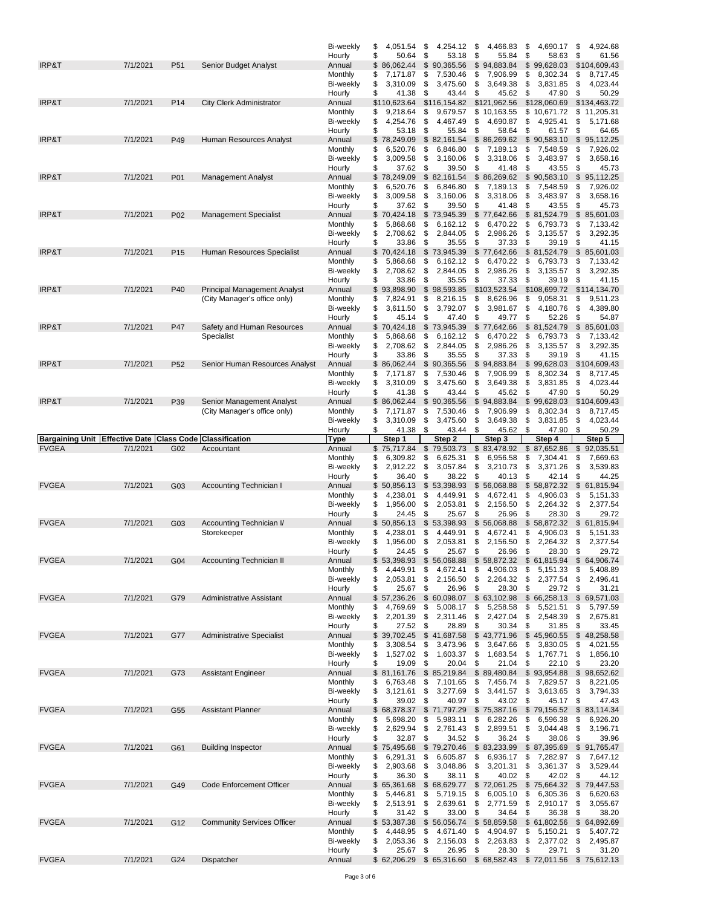| Bargaining Unit | Effective Date | Class Code | Classification | Type | Step 1 | Step 2 | Step 3 | Step 4 | Step 5 |
|---|---|---|---|---|---|---|---|---|---|
| | | | | Bi-weekly | $ 4,051.54 | $ 4,254.12 | $ 4,466.83 | $ 4,690.17 | $ 4,924.68 |
| | | | | Hourly | $ 50.64 | $ 53.18 | $ 55.84 | $ 58.63 | $ 61.56 |
| IRP&T | 7/1/2021 | P51 | Senior Budget Analyst | Annual | $ 86,062.44 | $ 90,365.56 | $ 94,883.84 | $ 99,628.03 | $104,609.43 |
| | | | | Monthly | $ 7,171.87 | $ 7,530.46 | $ 7,906.99 | $ 8,302.34 | $ 8,717.45 |
| | | | | Bi-weekly | $ 3,310.09 | $ 3,475.60 | $ 3,649.38 | $ 3,831.85 | $ 4,023.44 |
| | | | | Hourly | $ 41.38 | $ 43.44 | $ 45.62 | $ 47.90 | $ 50.29 |
| IRP&T | 7/1/2021 | P14 | City Clerk Administrator | Annual | $110,623.64 | $116,154.82 | $121,962.56 | $128,060.69 | $134,463.72 |
| | | | | Monthly | $ 9,218.64 | $ 9,679.57 | $ 10,163.55 | $ 10,671.72 | $ 11,205.31 |
| | | | | Bi-weekly | $ 4,254.76 | $ 4,467.49 | $ 4,690.87 | $ 4,925.41 | $ 5,171.68 |
| | | | | Hourly | $ 53.18 | $ 55.84 | $ 58.64 | $ 61.57 | $ 64.65 |
| IRP&T | 7/1/2021 | P49 | Human Resources Analyst | Annual | $ 78,249.09 | $ 82,161.54 | $ 86,269.62 | $ 90,583.10 | $ 95,112.25 |
| | | | | Monthly | $ 6,520.76 | $ 6,846.80 | $ 7,189.13 | $ 7,548.59 | $ 7,926.02 |
| | | | | Bi-weekly | $ 3,009.58 | $ 3,160.06 | $ 3,318.06 | $ 3,483.97 | $ 3,658.16 |
| | | | | Hourly | $ 37.62 | $ 39.50 | $ 41.48 | $ 43.55 | $ 45.73 |
| IRP&T | 7/1/2021 | P01 | Management Analyst | Annual | $ 78,249.09 | $ 82,161.54 | $ 86,269.62 | $ 90,583.10 | $ 95,112.25 |
| | | | | Monthly | $ 6,520.76 | $ 6,846.80 | $ 7,189.13 | $ 7,548.59 | $ 7,926.02 |
| | | | | Bi-weekly | $ 3,009.58 | $ 3,160.06 | $ 3,318.06 | $ 3,483.97 | $ 3,658.16 |
| | | | | Hourly | $ 37.62 | $ 39.50 | $ 41.48 | $ 43.55 | $ 45.73 |
| IRP&T | 7/1/2021 | P02 | Management Specialist | Annual | $ 70,424.18 | $ 73,945.39 | $ 77,642.66 | $ 81,524.79 | $ 85,601.03 |
| | | | | Monthly | $ 5,868.68 | $ 6,162.12 | $ 6,470.22 | $ 6,793.73 | $ 7,133.42 |
| | | | | Bi-weekly | $ 2,708.62 | $ 2,844.05 | $ 2,986.26 | $ 3,135.57 | $ 3,292.35 |
| | | | | Hourly | $ 33.86 | $ 35.55 | $ 37.33 | $ 39.19 | $ 41.15 |
| IRP&T | 7/1/2021 | P15 | Human Resources Specialist | Annual | $ 70,424.18 | $ 73,945.39 | $ 77,642.66 | $ 81,524.79 | $ 85,601.03 |
| | | | | Monthly | $ 5,868.68 | $ 6,162.12 | $ 6,470.22 | $ 6,793.73 | $ 7,133.42 |
| | | | | Bi-weekly | $ 2,708.62 | $ 2,844.05 | $ 2,986.26 | $ 3,135.57 | $ 3,292.35 |
| | | | | Hourly | $ 33.86 | $ 35.55 | $ 37.33 | $ 39.19 | $ 41.15 |
| IRP&T | 7/1/2021 | P40 | Principal Management Analyst (City Manager's office only) | Annual | $ 93,898.90 | $ 98,593.85 | $103,523.54 | $108,699.72 | $114,134.70 |
| | | | | Monthly | $ 7,824.91 | $ 8,216.15 | $ 8,626.96 | $ 9,058.31 | $ 9,511.23 |
| | | | | Bi-weekly | $ 3,611.50 | $ 3,792.07 | $ 3,981.67 | $ 4,180.76 | $ 4,389.80 |
| | | | | Hourly | $ 45.14 | $ 47.40 | $ 49.77 | $ 52.26 | $ 54.87 |
| IRP&T | 7/1/2021 | P47 | Safety and Human Resources Specialist | Annual | $ 70,424.18 | $ 73,945.39 | $ 77,642.66 | $ 81,524.79 | $ 85,601.03 |
| | | | | Monthly | $ 5,868.68 | $ 6,162.12 | $ 6,470.22 | $ 6,793.73 | $ 7,133.42 |
| | | | | Bi-weekly | $ 2,708.62 | $ 2,844.05 | $ 2,986.26 | $ 3,135.57 | $ 3,292.35 |
| | | | | Hourly | $ 33.86 | $ 35.55 | $ 37.33 | $ 39.19 | $ 41.15 |
| IRP&T | 7/1/2021 | P52 | Senior Human Resources Analyst | Annual | $ 86,062.44 | $ 90,365.56 | $ 94,883.84 | $ 99,628.03 | $104,609.43 |
| | | | | Monthly | $ 7,171.87 | $ 7,530.46 | $ 7,906.99 | $ 8,302.34 | $ 8,717.45 |
| | | | | Bi-weekly | $ 3,310.09 | $ 3,475.60 | $ 3,649.38 | $ 3,831.85 | $ 4,023.44 |
| | | | | Hourly | $ 41.38 | $ 43.44 | $ 45.62 | $ 47.90 | $ 50.29 |
| IRP&T | 7/1/2021 | P39 | Senior Management Analyst (City Manager's office only) | Annual | $ 86,062.44 | $ 90,365.56 | $ 94,883.84 | $ 99,628.03 | $104,609.43 |
| | | | | Monthly | $ 7,171.87 | $ 7,530.46 | $ 7,906.99 | $ 8,302.34 | $ 8,717.45 |
| | | | | Bi-weekly | $ 3,310.09 | $ 3,475.60 | $ 3,649.38 | $ 3,831.85 | $ 4,023.44 |
| | | | | Hourly | $ 41.38 | $ 43.44 | $ 45.62 | $ 47.90 | $ 50.29 |

| Bargaining Unit | Effective Date | Class Code | Classification | Type | Step 1 | Step 2 | Step 3 | Step 4 | Step 5 |
|---|---|---|---|---|---|---|---|---|---|
| FVGEA | 7/1/2021 | G02 | Accountant | Annual | $ 75,717.84 | $ 79,503.73 | $ 83,478.92 | $ 87,652.86 | $ 92,035.51 |
| | | | | Monthly | $ 6,309.82 | $ 6,625.31 | $ 6,956.58 | $ 7,304.41 | $ 7,669.63 |
| | | | | Bi-weekly | $ 2,912.22 | $ 3,057.84 | $ 3,210.73 | $ 3,371.26 | $ 3,539.83 |
| | | | | Hourly | $ 36.40 | $ 38.22 | $ 40.13 | $ 42.14 | $ 44.25 |
| FVGEA | 7/1/2021 | G03 | Accounting Technician I | Annual | $ 50,856.13 | $ 53,398.93 | $ 56,068.88 | $ 58,872.32 | $ 61,815.94 |
| | | | | Monthly | $ 4,238.01 | $ 4,449.91 | $ 4,672.41 | $ 4,906.03 | $ 5,151.33 |
| | | | | Bi-weekly | $ 1,956.00 | $ 2,053.81 | $ 2,156.50 | $ 2,264.32 | $ 2,377.54 |
| | | | | Hourly | $ 24.45 | $ 25.67 | $ 26.96 | $ 28.30 | $ 29.72 |
| FVGEA | 7/1/2021 | G03 | Accounting Technician I/ Storekeeper | Annual | $ 50,856.13 | $ 53,398.93 | $ 56,068.88 | $ 58,872.32 | $ 61,815.94 |
| | | | | Monthly | $ 4,238.01 | $ 4,449.91 | $ 4,672.41 | $ 4,906.03 | $ 5,151.33 |
| | | | | Bi-weekly | $ 1,956.00 | $ 2,053.81 | $ 2,156.50 | $ 2,264.32 | $ 2,377.54 |
| | | | | Hourly | $ 24.45 | $ 25.67 | $ 26.96 | $ 28.30 | $ 29.72 |
| FVGEA | 7/1/2021 | G04 | Accounting Technician II | Annual | $ 53,398.93 | $ 56,068.88 | $ 58,872.32 | $ 61,815.94 | $ 64,906.74 |
| | | | | Monthly | $ 4,449.91 | $ 4,672.41 | $ 4,906.03 | $ 5,151.33 | $ 5,408.89 |
| | | | | Bi-weekly | $ 2,053.81 | $ 2,156.50 | $ 2,264.32 | $ 2,377.54 | $ 2,496.41 |
| | | | | Hourly | $ 25.67 | $ 26.96 | $ 28.30 | $ 29.72 | $ 31.21 |
| FVGEA | 7/1/2021 | G79 | Administrative Assistant | Annual | $ 57,236.26 | $ 60,098.07 | $ 63,102.98 | $ 66,258.13 | $ 69,571.03 |
| | | | | Monthly | $ 4,769.69 | $ 5,008.17 | $ 5,258.58 | $ 5,521.51 | $ 5,797.59 |
| | | | | Bi-weekly | $ 2,201.39 | $ 2,311.46 | $ 2,427.04 | $ 2,548.39 | $ 2,675.81 |
| | | | | Hourly | $ 27.52 | $ 28.89 | $ 30.34 | $ 31.85 | $ 33.45 |
| FVGEA | 7/1/2021 | G77 | Administrative Specialist | Annual | $ 39,702.45 | $ 41,687.58 | $ 43,771.96 | $ 45,960.55 | $ 48,258.58 |
| | | | | Monthly | $ 3,308.54 | $ 3,473.96 | $ 3,647.66 | $ 3,830.05 | $ 4,021.55 |
| | | | | Bi-weekly | $ 1,527.02 | $ 1,603.37 | $ 1,683.54 | $ 1,767.71 | $ 1,856.10 |
| | | | | Hourly | $ 19.09 | $ 20.04 | $ 21.04 | $ 22.10 | $ 23.20 |
| FVGEA | 7/1/2021 | G73 | Assistant Engineer | Annual | $ 81,161.76 | $ 85,219.84 | $ 89,480.84 | $ 93,954.88 | $ 98,652.62 |
| | | | | Monthly | $ 6,763.48 | $ 7,101.65 | $ 7,456.74 | $ 7,829.57 | $ 8,221.05 |
| | | | | Bi-weekly | $ 3,121.61 | $ 3,277.69 | $ 3,441.57 | $ 3,613.65 | $ 3,794.33 |
| | | | | Hourly | $ 39.02 | $ 40.97 | $ 43.02 | $ 45.17 | $ 47.43 |
| FVGEA | 7/1/2021 | G55 | Assistant Planner | Annual | $ 68,378.37 | $ 71,797.29 | $ 75,387.16 | $ 79,156.52 | $ 83,114.34 |
| | | | | Monthly | $ 5,698.20 | $ 5,983.11 | $ 6,282.26 | $ 6,596.38 | $ 6,926.20 |
| | | | | Bi-weekly | $ 2,629.94 | $ 2,761.43 | $ 2,899.51 | $ 3,044.48 | $ 3,196.71 |
| | | | | Hourly | $ 32.87 | $ 34.52 | $ 36.24 | $ 38.06 | $ 39.96 |
| FVGEA | 7/1/2021 | G61 | Building Inspector | Annual | $ 75,495.68 | $ 79,270.46 | $ 83,233.99 | $ 87,395.69 | $ 91,765.47 |
| | | | | Monthly | $ 6,291.31 | $ 6,605.87 | $ 6,936.17 | $ 7,282.97 | $ 7,647.12 |
| | | | | Bi-weekly | $ 2,903.68 | $ 3,048.86 | $ 3,201.31 | $ 3,361.37 | $ 3,529.44 |
| | | | | Hourly | $ 36.30 | $ 38.11 | $ 40.02 | $ 42.02 | $ 44.12 |
| FVGEA | 7/1/2021 | G49 | Code Enforcement Officer | Annual | $ 65,361.68 | $ 68,629.77 | $ 72,061.25 | $ 75,664.32 | $ 79,447.53 |
| | | | | Monthly | $ 5,446.81 | $ 5,719.15 | $ 6,005.10 | $ 6,305.36 | $ 6,620.63 |
| | | | | Bi-weekly | $ 2,513.91 | $ 2,639.61 | $ 2,771.59 | $ 2,910.17 | $ 3,055.67 |
| | | | | Hourly | $ 31.42 | $ 33.00 | $ 34.64 | $ 36.38 | $ 38.20 |
| FVGEA | 7/1/2021 | G12 | Community Services Officer | Annual | $ 53,387.38 | $ 56,056.74 | $ 58,859.58 | $ 61,802.56 | $ 64,892.69 |
| | | | | Monthly | $ 4,448.95 | $ 4,671.40 | $ 4,904.97 | $ 5,150.21 | $ 5,407.72 |
| | | | | Bi-weekly | $ 2,053.36 | $ 2,156.03 | $ 2,263.83 | $ 2,377.02 | $ 2,495.87 |
| | | | | Hourly | $ 25.67 | $ 26.95 | $ 28.30 | $ 29.71 | $ 31.20 |
| FVGEA | 7/1/2021 | G24 | Dispatcher | Annual | $ 62,206.29 | $ 65,316.60 | $ 68,582.43 | $ 72,011.56 | $ 75,612.13 |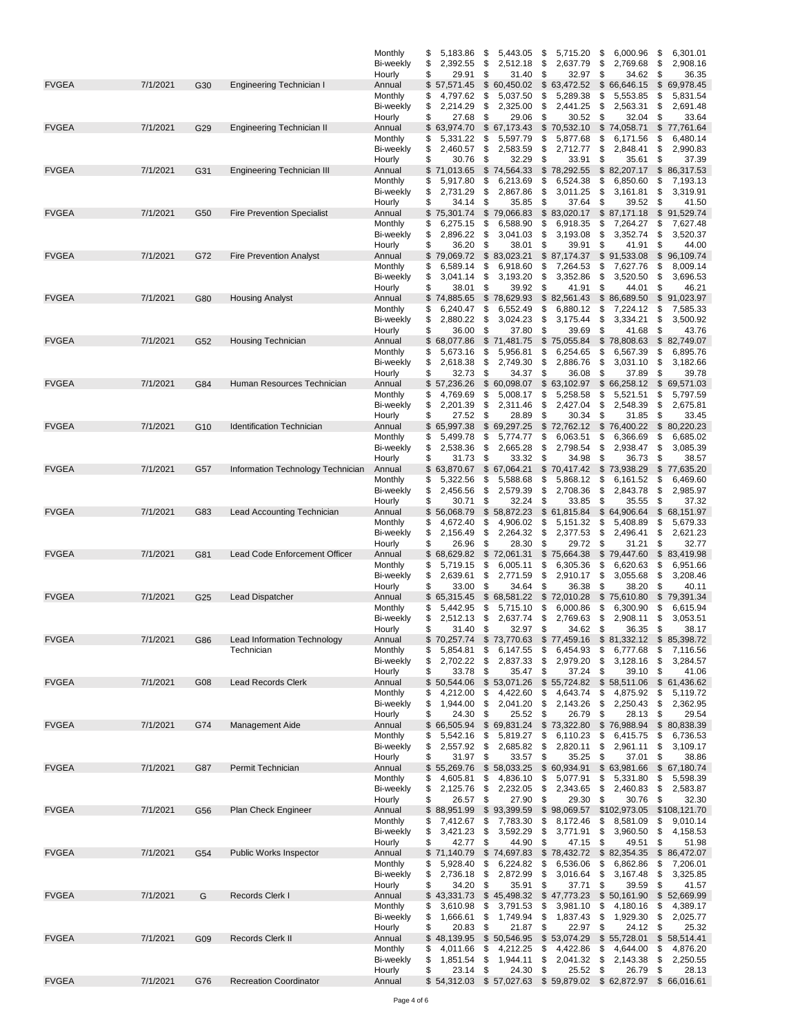| | | | | | | | | | |
|---|---|---|---|---|---|---|---|---|---|
| | | | | Monthly | $ 5,183.86 | $ 5,443.05 | $ 5,715.20 | $ 6,000.96 | $ 6,301.01 |
| | | | | Bi-weekly | $ 2,392.55 | $ 2,512.18 | $ 2,637.79 | $ 2,769.68 | $ 2,908.16 |
| | | | | Hourly | $ 29.91 | $ 31.40 | $ 32.97 | $ 34.62 | $ 36.35 |
| FVGEA | 7/1/2021 | G30 | Engineering Technician I | Annual | $ 57,571.45 | $ 60,450.02 | $ 63,472.52 | $ 66,646.15 | $ 69,978.45 |
| | | | | Monthly | $ 4,797.62 | $ 5,037.50 | $ 5,289.38 | $ 5,553.85 | $ 5,831.54 |
| | | | | Bi-weekly | $ 2,214.29 | $ 2,325.00 | $ 2,441.25 | $ 2,563.31 | $ 2,691.48 |
| | | | | Hourly | $ 27.68 | $ 29.06 | $ 30.52 | $ 32.04 | $ 33.64 |
| FVGEA | 7/1/2021 | G29 | Engineering Technician II | Annual | $ 63,974.70 | $ 67,173.43 | $ 70,532.10 | $ 74,058.71 | $ 77,761.64 |
| | | | | Monthly | $ 5,331.22 | $ 5,597.79 | $ 5,877.68 | $ 6,171.56 | $ 6,480.14 |
| | | | | Bi-weekly | $ 2,460.57 | $ 2,583.59 | $ 2,712.77 | $ 2,848.41 | $ 2,990.83 |
| | | | | Hourly | $ 30.76 | $ 32.29 | $ 33.91 | $ 35.61 | $ 37.39 |
| FVGEA | 7/1/2021 | G31 | Engineering Technician III | Annual | $ 71,013.65 | $ 74,564.33 | $ 78,292.55 | $ 82,207.17 | $ 86,317.53 |
| | | | | Monthly | $ 5,917.80 | $ 6,213.69 | $ 6,524.38 | $ 6,850.60 | $ 7,193.13 |
| | | | | Bi-weekly | $ 2,731.29 | $ 2,867.86 | $ 3,011.25 | $ 3,161.81 | $ 3,319.91 |
| | | | | Hourly | $ 34.14 | $ 35.85 | $ 37.64 | $ 39.52 | $ 41.50 |
| FVGEA | 7/1/2021 | G50 | Fire Prevention Specialist | Annual | $ 75,301.74 | $ 79,066.83 | $ 83,020.17 | $ 87,171.18 | $ 91,529.74 |
| | | | | Monthly | $ 6,275.15 | $ 6,588.90 | $ 6,918.35 | $ 7,264.27 | $ 7,627.48 |
| | | | | Bi-weekly | $ 2,896.22 | $ 3,041.03 | $ 3,193.08 | $ 3,352.74 | $ 3,520.37 |
| | | | | Hourly | $ 36.20 | $ 38.01 | $ 39.91 | $ 41.91 | $ 44.00 |
| FVGEA | 7/1/2021 | G72 | Fire Prevention Analyst | Annual | $ 79,069.72 | $ 83,023.21 | $ 87,174.37 | $ 91,533.08 | $ 96,109.74 |
| | | | | Monthly | $ 6,589.14 | $ 6,918.60 | $ 7,264.53 | $ 7,627.76 | $ 8,009.14 |
| | | | | Bi-weekly | $ 3,041.14 | $ 3,193.20 | $ 3,352.86 | $ 3,520.50 | $ 3,696.53 |
| | | | | Hourly | $ 38.01 | $ 39.92 | $ 41.91 | $ 44.01 | $ 46.21 |
| FVGEA | 7/1/2021 | G80 | Housing Analyst | Annual | $ 74,885.65 | $ 78,629.93 | $ 82,561.43 | $ 86,689.50 | $ 91,023.97 |
| | | | | Monthly | $ 6,240.47 | $ 6,552.49 | $ 6,880.12 | $ 7,224.12 | $ 7,585.33 |
| | | | | Bi-weekly | $ 2,880.22 | $ 3,024.23 | $ 3,175.44 | $ 3,334.21 | $ 3,500.92 |
| | | | | Hourly | $ 36.00 | $ 37.80 | $ 39.69 | $ 41.68 | $ 43.76 |
| FVGEA | 7/1/2021 | G52 | Housing Technician | Annual | $ 68,077.86 | $ 71,481.75 | $ 75,055.84 | $ 78,808.63 | $ 82,749.07 |
| | | | | Monthly | $ 5,673.16 | $ 5,956.81 | $ 6,254.65 | $ 6,567.39 | $ 6,895.76 |
| | | | | Bi-weekly | $ 2,618.38 | $ 2,749.30 | $ 2,886.76 | $ 3,031.10 | $ 3,182.66 |
| | | | | Hourly | $ 32.73 | $ 34.37 | $ 36.08 | $ 37.89 | $ 39.78 |
| FVGEA | 7/1/2021 | G84 | Human Resources Technician | Annual | $ 57,236.26 | $ 60,098.07 | $ 63,102.97 | $ 66,258.12 | $ 69,571.03 |
| | | | | Monthly | $ 4,769.69 | $ 5,008.17 | $ 5,258.58 | $ 5,521.51 | $ 5,797.59 |
| | | | | Bi-weekly | $ 2,201.39 | $ 2,311.46 | $ 2,427.04 | $ 2,548.39 | $ 2,675.81 |
| | | | | Hourly | $ 27.52 | $ 28.89 | $ 30.34 | $ 31.85 | $ 33.45 |
| FVGEA | 7/1/2021 | G10 | Identification Technician | Annual | $ 65,997.38 | $ 69,297.25 | $ 72,762.12 | $ 76,400.22 | $ 80,220.23 |
| | | | | Monthly | $ 5,499.78 | $ 5,774.77 | $ 6,063.51 | $ 6,366.69 | $ 6,685.02 |
| | | | | Bi-weekly | $ 2,538.36 | $ 2,665.28 | $ 2,798.54 | $ 2,938.47 | $ 3,085.39 |
| | | | | Hourly | $ 31.73 | $ 33.32 | $ 34.98 | $ 36.73 | $ 38.57 |
| FVGEA | 7/1/2021 | G57 | Information Technology Technician | Annual | $ 63,870.67 | $ 67,064.21 | $ 70,417.42 | $ 73,938.29 | $ 77,635.20 |
| | | | | Monthly | $ 5,322.56 | $ 5,588.68 | $ 5,868.12 | $ 6,161.52 | $ 6,469.60 |
| | | | | Bi-weekly | $ 2,456.56 | $ 2,579.39 | $ 2,708.36 | $ 2,843.78 | $ 2,985.97 |
| | | | | Hourly | $ 30.71 | $ 32.24 | $ 33.85 | $ 35.55 | $ 37.32 |
| FVGEA | 7/1/2021 | G83 | Lead Accounting Technician | Annual | $ 56,068.79 | $ 58,872.23 | $ 61,815.84 | $ 64,906.64 | $ 68,151.97 |
| | | | | Monthly | $ 4,672.40 | $ 4,906.02 | $ 5,151.32 | $ 5,408.89 | $ 5,679.33 |
| | | | | Bi-weekly | $ 2,156.49 | $ 2,264.32 | $ 2,377.53 | $ 2,496.41 | $ 2,621.23 |
| | | | | Hourly | $ 26.96 | $ 28.30 | $ 29.72 | $ 31.21 | $ 32.77 |
| FVGEA | 7/1/2021 | G81 | Lead Code Enforcement Officer | Annual | $ 68,629.82 | $ 72,061.31 | $ 75,664.38 | $ 79,447.60 | $ 83,419.98 |
| | | | | Monthly | $ 5,719.15 | $ 6,005.11 | $ 6,305.36 | $ 6,620.63 | $ 6,951.66 |
| | | | | Bi-weekly | $ 2,639.61 | $ 2,771.59 | $ 2,910.17 | $ 3,055.68 | $ 3,208.46 |
| | | | | Hourly | $ 33.00 | $ 34.64 | $ 36.38 | $ 38.20 | $ 40.11 |
| FVGEA | 7/1/2021 | G25 | Lead Dispatcher | Annual | $ 65,315.45 | $ 68,581.22 | $ 72,010.28 | $ 75,610.80 | $ 79,391.34 |
| | | | | Monthly | $ 5,442.95 | $ 5,715.10 | $ 6,000.86 | $ 6,300.90 | $ 6,615.94 |
| | | | | Bi-weekly | $ 2,512.13 | $ 2,637.74 | $ 2,769.63 | $ 2,908.11 | $ 3,053.51 |
| | | | | Hourly | $ 31.40 | $ 32.97 | $ 34.62 | $ 36.35 | $ 38.17 |
| FVGEA | 7/1/2021 | G86 | Lead Information Technology Technician | Annual | $ 70,257.74 | $ 73,770.63 | $ 77,459.16 | $ 81,332.12 | $ 85,398.72 |
| | | | | Monthly | $ 5,854.81 | $ 6,147.55 | $ 6,454.93 | $ 6,777.68 | $ 7,116.56 |
| | | | | Bi-weekly | $ 2,702.22 | $ 2,837.33 | $ 2,979.20 | $ 3,128.16 | $ 3,284.57 |
| | | | | Hourly | $ 33.78 | $ 35.47 | $ 37.24 | $ 39.10 | $ 41.06 |
| FVGEA | 7/1/2021 | G08 | Lead Records Clerk | Annual | $ 50,544.06 | $ 53,071.26 | $ 55,724.82 | $ 58,511.06 | $ 61,436.62 |
| | | | | Monthly | $ 4,212.00 | $ 4,422.60 | $ 4,643.74 | $ 4,875.92 | $ 5,119.72 |
| | | | | Bi-weekly | $ 1,944.00 | $ 2,041.20 | $ 2,143.26 | $ 2,250.43 | $ 2,362.95 |
| | | | | Hourly | $ 24.30 | $ 25.52 | $ 26.79 | $ 28.13 | $ 29.54 |
| FVGEA | 7/1/2021 | G74 | Management Aide | Annual | $ 66,505.94 | $ 69,831.24 | $ 73,322.80 | $ 76,988.94 | $ 80,838.39 |
| | | | | Monthly | $ 5,542.16 | $ 5,819.27 | $ 6,110.23 | $ 6,415.75 | $ 6,736.53 |
| | | | | Bi-weekly | $ 2,557.92 | $ 2,685.82 | $ 2,820.11 | $ 2,961.11 | $ 3,109.17 |
| | | | | Hourly | $ 31.97 | $ 33.57 | $ 35.25 | $ 37.01 | $ 38.86 |
| FVGEA | 7/1/2021 | G87 | Permit Technician | Annual | $ 55,269.76 | $ 58,033.25 | $ 60,934.91 | $ 63,981.66 | $ 67,180.74 |
| | | | | Monthly | $ 4,605.81 | $ 4,836.10 | $ 5,077.91 | $ 5,331.80 | $ 5,598.39 |
| | | | | Bi-weekly | $ 2,125.76 | $ 2,232.05 | $ 2,343.65 | $ 2,460.83 | $ 2,583.87 |
| | | | | Hourly | $ 26.57 | $ 27.90 | $ 29.30 | $ 30.76 | $ 32.30 |
| FVGEA | 7/1/2021 | G56 | Plan Check Engineer | Annual | $ 88,951.99 | $ 93,399.59 | $ 98,069.57 | $102,973.05 | $108,121.70 |
| | | | | Monthly | $ 7,412.67 | $ 7,783.30 | $ 8,172.46 | $ 8,581.09 | $ 9,010.14 |
| | | | | Bi-weekly | $ 3,421.23 | $ 3,592.29 | $ 3,771.91 | $ 3,960.50 | $ 4,158.53 |
| | | | | Hourly | $ 42.77 | $ 44.90 | $ 47.15 | $ 49.51 | $ 51.98 |
| FVGEA | 7/1/2021 | G54 | Public Works Inspector | Annual | $ 71,140.79 | $ 74,697.83 | $ 78,432.72 | $ 82,354.35 | $ 86,472.07 |
| | | | | Monthly | $ 5,928.40 | $ 6,224.82 | $ 6,536.06 | $ 6,862.86 | $ 7,206.01 |
| | | | | Bi-weekly | $ 2,736.18 | $ 2,872.99 | $ 3,016.64 | $ 3,167.48 | $ 3,325.85 |
| | | | | Hourly | $ 34.20 | $ 35.91 | $ 37.71 | $ 39.59 | $ 41.57 |
| FVGEA | 7/1/2021 | G | Records Clerk I | Annual | $ 43,331.73 | $ 45,498.32 | $ 47,773.23 | $ 50,161.90 | $ 52,669.99 |
| | | | | Monthly | $ 3,610.98 | $ 3,791.53 | $ 3,981.10 | $ 4,180.16 | $ 4,389.17 |
| | | | | Bi-weekly | $ 1,666.61 | $ 1,749.94 | $ 1,837.43 | $ 1,929.30 | $ 2,025.77 |
| | | | | Hourly | $ 20.83 | $ 21.87 | $ 22.97 | $ 24.12 | $ 25.32 |
| FVGEA | 7/1/2021 | G09 | Records Clerk II | Annual | $ 48,139.95 | $ 50,546.95 | $ 53,074.29 | $ 55,728.01 | $ 58,514.41 |
| | | | | Monthly | $ 4,011.66 | $ 4,212.25 | $ 4,422.86 | $ 4,644.00 | $ 4,876.20 |
| | | | | Bi-weekly | $ 1,851.54 | $ 1,944.11 | $ 2,041.32 | $ 2,143.38 | $ 2,250.55 |
| | | | | Hourly | $ 23.14 | $ 24.30 | $ 25.52 | $ 26.79 | $ 28.13 |
| FVGEA | 7/1/2021 | G76 | Recreation Coordinator | Annual | $ 54,312.03 | $ 57,027.63 | $ 59,879.02 | $ 62,872.97 | $ 66,016.61 |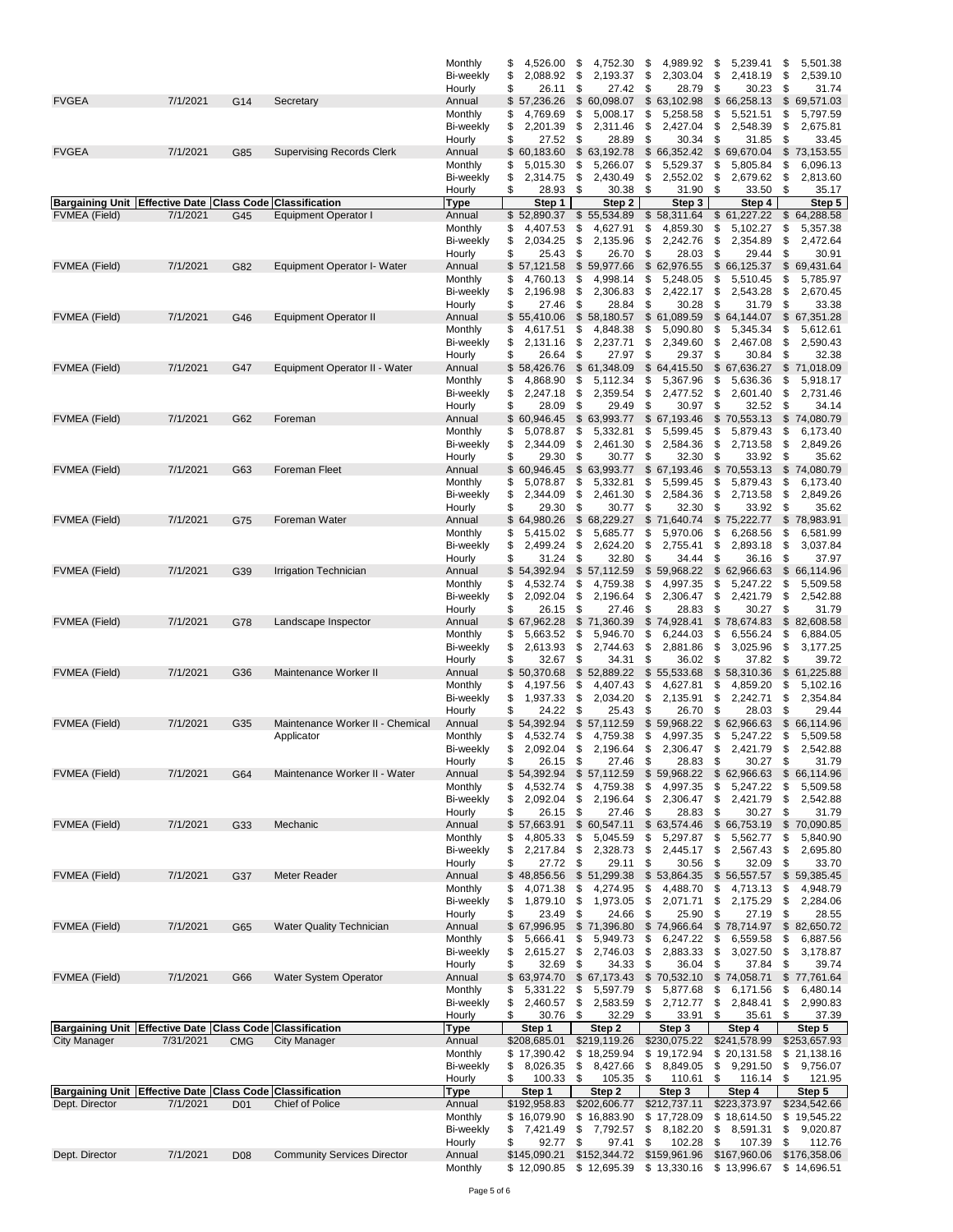| Bargaining Unit | Effective Date | Class Code | Classification | Type | Step 1 | Step 2 | Step 3 | Step 4 | Step 5 |
|---|---|---|---|---|---|---|---|---|---|
| | | | | Monthly | $ 4,526.00 | $ 4,752.30 | $ 4,989.92 | $ 5,239.41 | $ 5,501.38 |
| | | | | Bi-weekly | $ 2,088.92 | $ 2,193.37 | $ 2,303.04 | $ 2,418.19 | $ 2,539.10 |
| | | | | Hourly | $ 26.11 | $ 27.42 | $ 28.79 | $ 30.23 | $ 31.74 |
| FVGEA | 7/1/2021 | G14 | Secretary | Annual | $ 57,236.26 | $ 60,098.07 | $ 63,102.98 | $ 66,258.13 | $ 69,571.03 |
| | | | | Monthly | $ 4,769.69 | $ 5,008.17 | $ 5,258.58 | $ 5,521.51 | $ 5,797.59 |
| | | | | Bi-weekly | $ 2,201.39 | $ 2,311.46 | $ 2,427.04 | $ 2,548.39 | $ 2,675.81 |
| | | | | Hourly | $ 27.52 | $ 28.89 | $ 30.34 | $ 31.85 | $ 33.45 |
| FVGEA | 7/1/2021 | G85 | Supervising Records Clerk | Annual | $ 60,183.60 | $ 63,192.78 | $ 66,352.42 | $ 69,670.04 | $ 73,153.55 |
| | | | | Monthly | $ 5,015.30 | $ 5,266.07 | $ 5,529.37 | $ 5,805.84 | $ 6,096.13 |
| | | | | Bi-weekly | $ 2,314.75 | $ 2,430.49 | $ 2,552.02 | $ 2,679.62 | $ 2,813.60 |
| | | | | Hourly | $ 28.93 | $ 30.38 | $ 31.90 | $ 33.50 | $ 35.17 |
| **Bargaining Unit** | **Effective Date** | **Class Code** | **Classification** | **Type** | **Step 1** | **Step 2** | **Step 3** | **Step 4** | **Step 5** |
| FVMEA (Field) | 7/1/2021 | G45 | Equipment Operator I | Annual | $ 52,890.37 | $ 55,534.89 | $ 58,311.64 | $ 61,227.22 | $ 64,288.58 |
| | | | | Monthly | $ 4,407.53 | $ 4,627.91 | $ 4,859.30 | $ 5,102.27 | $ 5,357.38 |
| | | | | Bi-weekly | $ 2,034.25 | $ 2,135.96 | $ 2,242.76 | $ 2,354.89 | $ 2,472.64 |
| | | | | Hourly | $ 25.43 | $ 26.70 | $ 28.03 | $ 29.44 | $ 30.91 |
| FVMEA (Field) | 7/1/2021 | G82 | Equipment Operator I- Water | Annual | $ 57,121.58 | $ 59,977.66 | $ 62,976.55 | $ 66,125.37 | $ 69,431.64 |
| | | | | Monthly | $ 4,760.13 | $ 4,998.14 | $ 5,248.05 | $ 5,510.45 | $ 5,785.97 |
| | | | | Bi-weekly | $ 2,196.98 | $ 2,306.83 | $ 2,422.17 | $ 2,543.28 | $ 2,670.45 |
| | | | | Hourly | $ 27.46 | $ 28.84 | $ 30.28 | $ 31.79 | $ 33.38 |
| FVMEA (Field) | 7/1/2021 | G46 | Equipment Operator II | Annual | $ 55,410.06 | $ 58,180.57 | $ 61,089.59 | $ 64,144.07 | $ 67,351.28 |
| | | | | Monthly | $ 4,617.51 | $ 4,848.38 | $ 5,090.80 | $ 5,345.34 | $ 5,612.61 |
| | | | | Bi-weekly | $ 2,131.16 | $ 2,237.71 | $ 2,349.60 | $ 2,467.08 | $ 2,590.43 |
| | | | | Hourly | $ 26.64 | $ 27.97 | $ 29.37 | $ 30.84 | $ 32.38 |
| FVMEA (Field) | 7/1/2021 | G47 | Equipment Operator II - Water | Annual | $ 58,426.76 | $ 61,348.09 | $ 64,415.50 | $ 67,636.27 | $ 71,018.09 |
| | | | | Monthly | $ 4,868.90 | $ 5,112.34 | $ 5,367.96 | $ 5,636.36 | $ 5,918.17 |
| | | | | Bi-weekly | $ 2,247.18 | $ 2,359.54 | $ 2,477.52 | $ 2,601.40 | $ 2,731.46 |
| | | | | Hourly | $ 28.09 | $ 29.49 | $ 30.97 | $ 32.52 | $ 34.14 |
| FVMEA (Field) | 7/1/2021 | G62 | Foreman | Annual | $ 60,946.45 | $ 63,993.77 | $ 67,193.46 | $ 70,553.13 | $ 74,080.79 |
| | | | | Monthly | $ 5,078.87 | $ 5,332.81 | $ 5,599.45 | $ 5,879.43 | $ 6,173.40 |
| | | | | Bi-weekly | $ 2,344.09 | $ 2,461.30 | $ 2,584.36 | $ 2,713.58 | $ 2,849.26 |
| | | | | Hourly | $ 29.30 | $ 30.77 | $ 32.30 | $ 33.92 | $ 35.62 |
| FVMEA (Field) | 7/1/2021 | G63 | Foreman Fleet | Annual | $ 60,946.45 | $ 63,993.77 | $ 67,193.46 | $ 70,553.13 | $ 74,080.79 |
| | | | | Monthly | $ 5,078.87 | $ 5,332.81 | $ 5,599.45 | $ 5,879.43 | $ 6,173.40 |
| | | | | Bi-weekly | $ 2,344.09 | $ 2,461.30 | $ 2,584.36 | $ 2,713.58 | $ 2,849.26 |
| | | | | Hourly | $ 29.30 | $ 30.77 | $ 32.30 | $ 33.92 | $ 35.62 |
| FVMEA (Field) | 7/1/2021 | G75 | Foreman Water | Annual | $ 64,980.26 | $ 68,229.27 | $ 71,640.74 | $ 75,222.77 | $ 78,983.91 |
| | | | | Monthly | $ 5,415.02 | $ 5,685.77 | $ 5,970.06 | $ 6,268.56 | $ 6,581.99 |
| | | | | Bi-weekly | $ 2,499.24 | $ 2,624.20 | $ 2,755.41 | $ 2,893.18 | $ 3,037.84 |
| | | | | Hourly | $ 31.24 | $ 32.80 | $ 34.44 | $ 36.16 | $ 37.97 |
| FVMEA (Field) | 7/1/2021 | G39 | Irrigation Technician | Annual | $ 54,392.94 | $ 57,112.59 | $ 59,968.22 | $ 62,966.63 | $ 66,114.96 |
| | | | | Monthly | $ 4,532.74 | $ 4,759.38 | $ 4,997.35 | $ 5,247.22 | $ 5,509.58 |
| | | | | Bi-weekly | $ 2,092.04 | $ 2,196.64 | $ 2,306.47 | $ 2,421.79 | $ 2,542.88 |
| | | | | Hourly | $ 26.15 | $ 27.46 | $ 28.83 | $ 30.27 | $ 31.79 |
| FVMEA (Field) | 7/1/2021 | G78 | Landscape Inspector | Annual | $ 67,962.28 | $ 71,360.39 | $ 74,928.41 | $ 78,674.83 | $ 82,608.58 |
| | | | | Monthly | $ 5,663.52 | $ 5,946.70 | $ 6,244.03 | $ 6,556.24 | $ 6,884.05 |
| | | | | Bi-weekly | $ 2,613.93 | $ 2,744.63 | $ 2,881.86 | $ 3,025.96 | $ 3,177.25 |
| | | | | Hourly | $ 32.67 | $ 34.31 | $ 36.02 | $ 37.82 | $ 39.72 |
| FVMEA (Field) | 7/1/2021 | G36 | Maintenance Worker II | Annual | $ 50,370.68 | $ 52,889.22 | $ 55,533.68 | $ 58,310.36 | $ 61,225.88 |
| | | | | Monthly | $ 4,197.56 | $ 4,407.43 | $ 4,627.81 | $ 4,859.20 | $ 5,102.16 |
| | | | | Bi-weekly | $ 1,937.33 | $ 2,034.20 | $ 2,135.91 | $ 2,242.71 | $ 2,354.84 |
| | | | | Hourly | $ 24.22 | $ 25.43 | $ 26.70 | $ 28.03 | $ 29.44 |
| FVMEA (Field) | 7/1/2021 | G35 | Maintenance Worker II - Chemical Applicator | Annual | $ 54,392.94 | $ 57,112.59 | $ 59,968.22 | $ 62,966.63 | $ 66,114.96 |
| | | | | Monthly | $ 4,532.74 | $ 4,759.38 | $ 4,997.35 | $ 5,247.22 | $ 5,509.58 |
| | | | | Bi-weekly | $ 2,092.04 | $ 2,196.64 | $ 2,306.47 | $ 2,421.79 | $ 2,542.88 |
| | | | | Hourly | $ 26.15 | $ 27.46 | $ 28.83 | $ 30.27 | $ 31.79 |
| FVMEA (Field) | 7/1/2021 | G64 | Maintenance Worker II - Water | Annual | $ 54,392.94 | $ 57,112.59 | $ 59,968.22 | $ 62,966.63 | $ 66,114.96 |
| | | | | Monthly | $ 4,532.74 | $ 4,759.38 | $ 4,997.35 | $ 5,247.22 | $ 5,509.58 |
| | | | | Bi-weekly | $ 2,092.04 | $ 2,196.64 | $ 2,306.47 | $ 2,421.79 | $ 2,542.88 |
| | | | | Hourly | $ 26.15 | $ 27.46 | $ 28.83 | $ 30.27 | $ 31.79 |
| FVMEA (Field) | 7/1/2021 | G33 | Mechanic | Annual | $ 57,663.91 | $ 60,547.11 | $ 63,574.46 | $ 66,753.19 | $ 70,090.85 |
| | | | | Monthly | $ 4,805.33 | $ 5,045.59 | $ 5,297.87 | $ 5,562.77 | $ 5,840.90 |
| | | | | Bi-weekly | $ 2,217.84 | $ 2,328.73 | $ 2,445.17 | $ 2,567.43 | $ 2,695.80 |
| | | | | Hourly | $ 27.72 | $ 29.11 | $ 30.56 | $ 32.09 | $ 33.70 |
| FVMEA (Field) | 7/1/2021 | G37 | Meter Reader | Annual | $ 48,856.56 | $ 51,299.38 | $ 53,864.35 | $ 56,557.57 | $ 59,385.45 |
| | | | | Monthly | $ 4,071.38 | $ 4,274.95 | $ 4,488.70 | $ 4,713.13 | $ 4,948.79 |
| | | | | Bi-weekly | $ 1,879.10 | $ 1,973.05 | $ 2,071.71 | $ 2,175.29 | $ 2,284.06 |
| | | | | Hourly | $ 23.49 | $ 24.66 | $ 25.90 | $ 27.19 | $ 28.55 |
| FVMEA (Field) | 7/1/2021 | G65 | Water Quality Technician | Annual | $ 67,996.95 | $ 71,396.80 | $ 74,966.64 | $ 78,714.97 | $ 82,650.72 |
| | | | | Monthly | $ 5,666.41 | $ 5,949.73 | $ 6,247.22 | $ 6,559.58 | $ 6,887.56 |
| | | | | Bi-weekly | $ 2,615.27 | $ 2,746.03 | $ 2,883.33 | $ 3,027.50 | $ 3,178.87 |
| | | | | Hourly | $ 32.69 | $ 34.33 | $ 36.04 | $ 37.84 | $ 39.74 |
| FVMEA (Field) | 7/1/2021 | G66 | Water System Operator | Annual | $ 63,974.70 | $ 67,173.43 | $ 70,532.10 | $ 74,058.71 | $ 77,761.64 |
| | | | | Monthly | $ 5,331.22 | $ 5,597.79 | $ 5,877.68 | $ 6,171.56 | $ 6,480.14 |
| | | | | Bi-weekly | $ 2,460.57 | $ 2,583.59 | $ 2,712.77 | $ 2,848.41 | $ 2,990.83 |
| | | | | Hourly | $ 30.76 | $ 32.29 | $ 33.91 | $ 35.61 | $ 37.39 |
| **Bargaining Unit** | **Effective Date** | **Class Code** | **Classification** | **Type** | **Step 1** | **Step 2** | **Step 3** | **Step 4** | **Step 5** |
| City Manager | 7/31/2021 | CMG | City Manager | Annual | $208,685.01 | $219,119.26 | $230,075.22 | $241,578.99 | $253,657.93 |
| | | | | Monthly | $ 17,390.42 | $ 18,259.94 | $ 19,172.94 | $ 20,131.58 | $ 21,138.16 |
| | | | | Bi-weekly | $ 8,026.35 | $ 8,427.66 | $ 8,849.05 | $ 9,291.50 | $ 9,756.07 |
| | | | | Hourly | $ 100.33 | $ 105.35 | $ 110.61 | $ 116.14 | $ 121.95 |
| **Bargaining Unit** | **Effective Date** | **Class Code** | **Classification** | **Type** | **Step 1** | **Step 2** | **Step 3** | **Step 4** | **Step 5** |
| Dept. Director | 7/1/2021 | D01 | Chief of Police | Annual | $192,958.83 | $202,606.77 | $212,737.11 | $223,373.97 | $234,542.66 |
| | | | | Monthly | $ 16,079.90 | $ 16,883.90 | $ 17,728.09 | $ 18,614.50 | $ 19,545.22 |
| | | | | Bi-weekly | $ 7,421.49 | $ 7,792.57 | $ 8,182.20 | $ 8,591.31 | $ 9,020.87 |
| | | | | Hourly | $ 92.77 | $ 97.41 | $ 102.28 | $ 107.39 | $ 112.76 |
| Dept. Director | 7/1/2021 | D08 | Community Services Director | Annual | $145,090.21 | $152,344.72 | $159,961.96 | $167,960.06 | $176,358.06 |
| | | | | Monthly | $ 12,090.85 | $ 12,695.39 | $ 13,330.16 | $ 13,996.67 | $ 14,696.51 |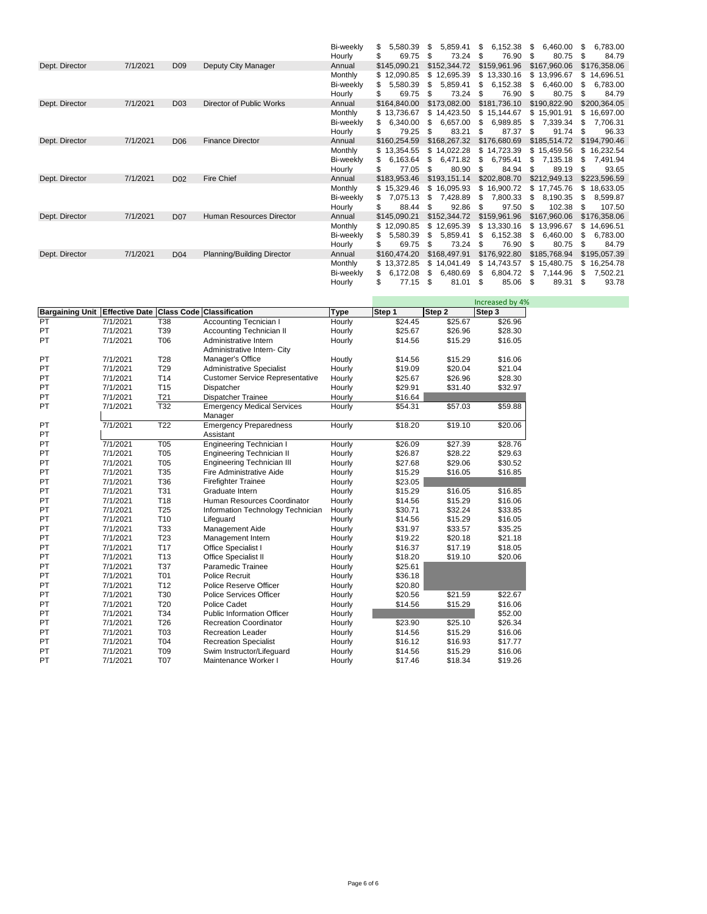| | | | | | | | | | |
|---|---|---|---|---|---|---|---|---|---|
| | | | | Bi-weekly | $ 5,580.39 | $ 5,859.41 | $ 6,152.38 | $ 6,460.00 | $ 6,783.00 |
| | | | | Hourly | $ 69.75 | $ 73.24 | $ 76.90 | $ 80.75 | $ 84.79 |
| Dept. Director | 7/1/2021 | D09 | Deputy City Manager | Annual | $145,090.21 | $152,344.72 | $159,961.96 | $167,960.06 | $176,358.06 |
| | | | | Monthly | $ 12,090.85 | $ 12,695.39 | $ 13,330.16 | $ 13,996.67 | $ 14,696.51 |
| | | | | Bi-weekly | $ 5,580.39 | $ 5,859.41 | $ 6,152.38 | $ 6,460.00 | $ 6,783.00 |
| | | | | Hourly | $ 69.75 | $ 73.24 | $ 76.90 | $ 80.75 | $ 84.79 |
| Dept. Director | 7/1/2021 | D03 | Director of Public Works | Annual | $164,840.00 | $173,082.00 | $181,736.10 | $190,822.90 | $200,364.05 |
| | | | | Monthly | $ 13,736.67 | $ 14,423.50 | $ 15,144.67 | $ 15,901.91 | $ 16,697.00 |
| | | | | Bi-weekly | $ 6,340.00 | $ 6,657.00 | $ 6,989.85 | $ 7,339.34 | $ 7,706.31 |
| | | | | Hourly | $ 79.25 | $ 83.21 | $ 87.37 | $ 91.74 | $ 96.33 |
| Dept. Director | 7/1/2021 | D06 | Finance Director | Annual | $160,254.59 | $168,267.32 | $176,680.69 | $185,514.72 | $194,790.46 |
| | | | | Monthly | $ 13,354.55 | $ 14,022.28 | $ 14,723.39 | $ 15,459.56 | $ 16,232.54 |
| | | | | Bi-weekly | $ 6,163.64 | $ 6,471.82 | $ 6,795.41 | $ 7,135.18 | $ 7,491.94 |
| | | | | Hourly | $ 77.05 | $ 80.90 | $ 84.94 | $ 89.19 | $ 93.65 |
| Dept. Director | 7/1/2021 | D02 | Fire Chief | Annual | $183,953.46 | $193,151.14 | $202,808.70 | $212,949.13 | $223,596.59 |
| | | | | Monthly | $ 15,329.46 | $ 16,095.93 | $ 16,900.72 | $ 17,745.76 | $ 18,633.05 |
| | | | | Bi-weekly | $ 7,075.13 | $ 7,428.89 | $ 7,800.33 | $ 8,190.35 | $ 8,599.87 |
| | | | | Hourly | $ 88.44 | $ 92.86 | $ 97.50 | $ 102.38 | $ 107.50 |
| Dept. Director | 7/1/2021 | D07 | Human Resources Director | Annual | $145,090.21 | $152,344.72 | $159,961.96 | $167,960.06 | $176,358.06 |
| | | | | Monthly | $ 12,090.85 | $ 12,695.39 | $ 13,330.16 | $ 13,996.67 | $ 14,696.51 |
| | | | | Bi-weekly | $ 5,580.39 | $ 5,859.41 | $ 6,152.38 | $ 6,460.00 | $ 6,783.00 |
| | | | | Hourly | $ 69.75 | $ 73.24 | $ 76.90 | $ 80.75 | $ 84.79 |
| Dept. Director | 7/1/2021 | D04 | Planning/Building Director | Annual | $160,474.20 | $168,497.91 | $176,922.80 | $185,768.94 | $195,057.39 |
| | | | | Monthly | $ 13,372.85 | $ 14,041.49 | $ 14,743.57 | $ 15,480.75 | $ 16,254.78 |
| | | | | Bi-weekly | $ 6,172.08 | $ 6,480.69 | $ 6,804.72 | $ 7,144.96 | $ 7,502.21 |
| | | | | Hourly | $ 77.15 | $ 81.01 | $ 85.06 | $ 89.31 | $ 93.78 |

Increased by 4%

| Bargaining Unit | Effective Date | Class Code | Classification | Type | Step 1 | Step 2 | Step 3 |
|---|---|---|---|---|---|---|---|
| PT | 7/1/2021 | T38 | Accounting Tecnician I | Hourly | $24.45 | $25.67 | $26.96 |
| PT | 7/1/2021 | T39 | Accounting Technician II | Hourly | $25.67 | $26.96 | $28.30 |
| PT | 7/1/2021 | T06 | Administrative Intern | Hourly | $14.56 | $15.29 | $16.05 |
| PT | 7/1/2021 | T28 | Administrative Intern- City Manager's Office | Houtly | $14.56 | $15.29 | $16.06 |
| PT | 7/1/2021 | T29 | Administrative Specialist | Hourly | $19.09 | $20.04 | $21.04 |
| PT | 7/1/2021 | T14 | Customer Service Representative | Hourly | $25.67 | $26.96 | $28.30 |
| PT | 7/1/2021 | T15 | Dispatcher | Hourly | $29.91 | $31.40 | $32.97 |
| PT | 7/1/2021 | T21 | Dispatcher Trainee | Hourly | $16.64 | | |
| PT | 7/1/2021 | T32 | Emergency Medical Services Manager | Hourly | $54.31 | $57.03 | $59.88 |
| PT | 7/1/2021 | T22 | Emergency Preparedness Assistant | Hourly | $18.20 | $19.10 | $20.06 |
| PT | | | | | | | |
| PT | 7/1/2021 | T05 | Engineering Technician I | Hourly | $26.09 | $27.39 | $28.76 |
| PT | 7/1/2021 | T05 | Engineering Technician II | Hourly | $26.87 | $28.22 | $29.63 |
| PT | 7/1/2021 | T05 | Engineering Technician III | Hourly | $27.68 | $29.06 | $30.52 |
| PT | 7/1/2021 | T35 | Fire Administrative Aide | Hourly | $15.29 | $16.05 | $16.85 |
| PT | 7/1/2021 | T36 | Firefighter Trainee | Hourly | $23.05 | | |
| PT | 7/1/2021 | T31 | Graduate Intern | Hourly | $15.29 | $16.05 | $16.85 |
| PT | 7/1/2021 | T18 | Human Resources Coordinator | Hourly | $14.56 | $15.29 | $16.06 |
| PT | 7/1/2021 | T25 | Information Technology Technician | Hourly | $30.71 | $32.24 | $33.85 |
| PT | 7/1/2021 | T10 | Lifeguard | Hourly | $14.56 | $15.29 | $16.05 |
| PT | 7/1/2021 | T33 | Management Aide | Hourly | $31.97 | $33.57 | $35.25 |
| PT | 7/1/2021 | T23 | Management Intern | Hourly | $19.22 | $20.18 | $21.18 |
| PT | 7/1/2021 | T17 | Office Specialist I | Hourly | $16.37 | $17.19 | $18.05 |
| PT | 7/1/2021 | T13 | Office Specialist II | Hourly | $18.20 | $19.10 | $20.06 |
| PT | 7/1/2021 | T37 | Paramedic Trainee | Hourly | $25.61 | | |
| PT | 7/1/2021 | T01 | Police Recruit | Hourly | $36.18 | | |
| PT | 7/1/2021 | T12 | Police Reserve Officer | Hourly | $20.80 | | |
| PT | 7/1/2021 | T30 | Police Services Officer | Hourly | $20.56 | $21.59 | $22.67 |
| PT | 7/1/2021 | T20 | Police Cadet | Hourly | $14.56 | $15.29 | $16.06 |
| PT | 7/1/2021 | T34 | Public Information Officer | Hourly | | | $52.00 |
| PT | 7/1/2021 | T26 | Recreation Coordinator | Hourly | $23.90 | $25.10 | $26.34 |
| PT | 7/1/2021 | T03 | Recreation Leader | Hourly | $14.56 | $15.29 | $16.06 |
| PT | 7/1/2021 | T04 | Recreation Specialist | Hourly | $16.12 | $16.93 | $17.77 |
| PT | 7/1/2021 | T09 | Swim Instructor/Lifeguard | Hourly | $14.56 | $15.29 | $16.06 |
| PT | 7/1/2021 | T07 | Maintenance Worker I | Hourly | $17.46 | $18.34 | $19.26 |